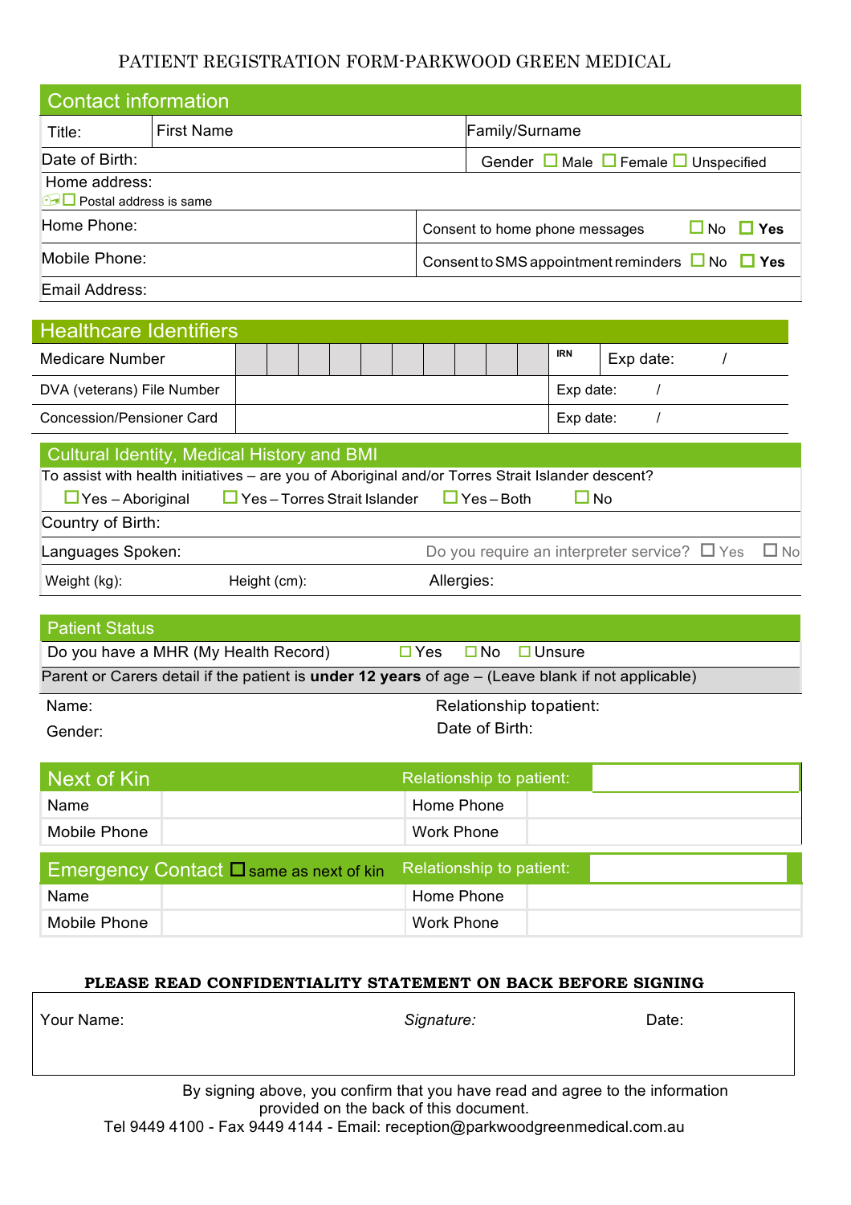# PATIENT REGISTRATION FORM-PARKWOOD GREEN MEDICAL

## Contact information

| Title: | First Name | Family/Surname |
|---|---|---|
| Date of Birth: | | Gender ☐ Male ☐ Female ☐ Unspecified |

Home address:
☐ Postal address is same

| Home Phone: | Consent to home phone messages ☐ No ☐ **Yes** |
|---|---|
| Mobile Phone: | Consent to SMS appointment reminders ☐ No ☐ **Yes** |
| Email Address: | |

## Healthcare Identifiers

| | | | |
|---|---|---|---|
| Medicare Number | | IRN | Exp date: / |
| DVA (veterans) File Number | | Exp date: / | |
| Concession/Pensioner Card | | Exp date: / | |

## Cultural Identity, Medical History and BMI

To assist with health initiatives – are you of Aboriginal and/or Torres Strait Islander descent?

☐ Yes – Aboriginal ☐ Yes – Torres Strait Islander ☐ Yes – Both ☐ No

Country of Birth:

Languages Spoken: Do you require an interpreter service? ☐ Yes ☐ No

Weight (kg): Height (cm): Allergies:

## Patient Status

Do you have a MHR (My Health Record) ☐ Yes ☐ No ☐ Unsure

Parent or Carers detail if the patient is **under 12 years** of age – (Leave blank if not applicable)

Name: Relationship topatient:

Gender: Date of Birth:

## Next of Kin

| Next of Kin | | Relationship to patient: | |
|---|---|---|---|
| Name | | Home Phone | |
| Mobile Phone | | Work Phone | |

## Emergency Contact ☐ same as next of kin

| Emergency Contact | | Relationship to patient: | |
|---|---|---|---|
| Name | | Home Phone | |
| Mobile Phone | | Work Phone | |

**PLEASE READ CONFIDENTIALITY STATEMENT ON BACK BEFORE SIGNING**

| Your Name: | *Signature:* | Date: |
|---|---|---|

By signing above, you confirm that you have read and agree to the information provided on the back of this document.

Tel 9449 4100 - Fax 9449 4144 - Email: reception@parkwoodgreenmedical.com.au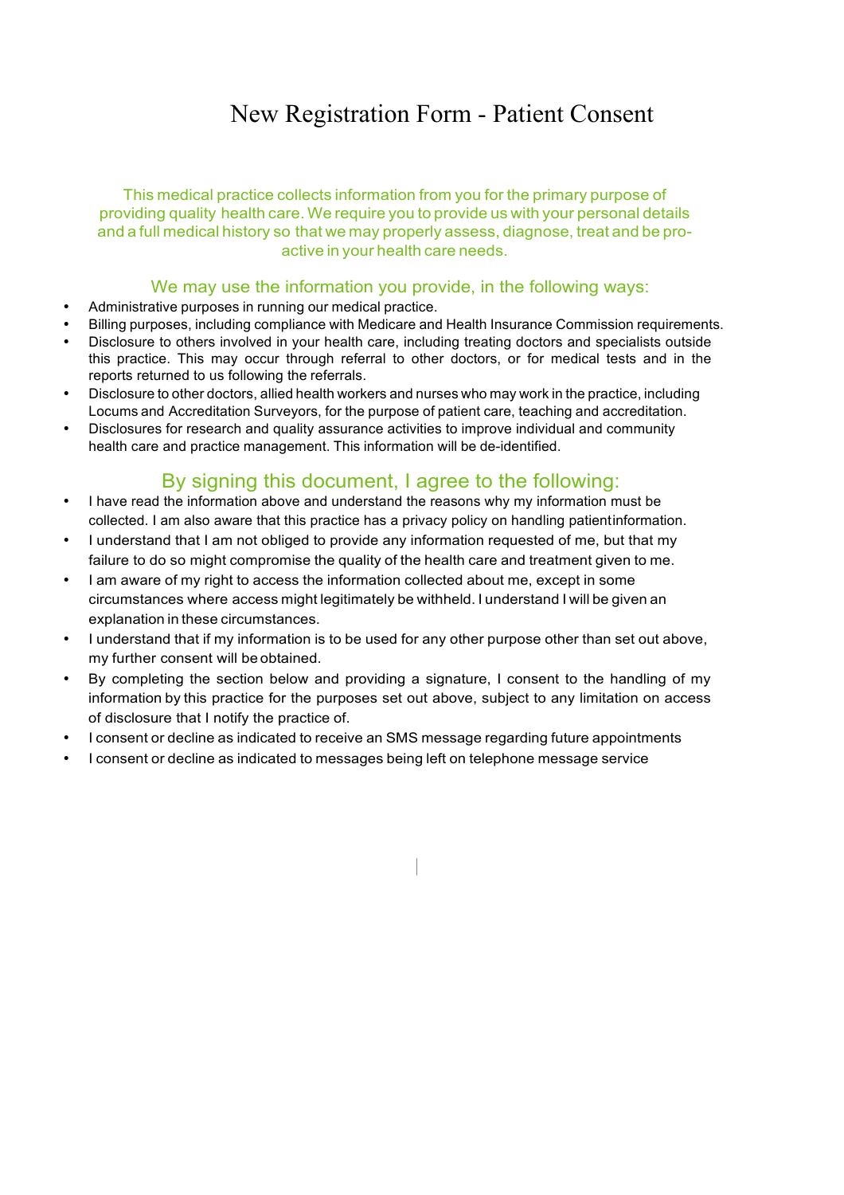# New Registration Form - Patient Consent

This medical practice collects information from you for the primary purpose of providing quality health care. We require you to provide us with your personal details and a full medical history so that we may properly assess, diagnose, treat and be pro-active in your health care needs.

## We may use the information you provide, in the following ways:

- Administrative purposes in running our medical practice.
- Billing purposes, including compliance with Medicare and Health Insurance Commission requirements.
- Disclosure to others involved in your health care, including treating doctors and specialists outside this practice. This may occur through referral to other doctors, or for medical tests and in the reports returned to us following the referrals.
- Disclosure to other doctors, allied health workers and nurses who may work in the practice, including Locums and Accreditation Surveyors, for the purpose of patient care, teaching and accreditation.
- Disclosures for research and quality assurance activities to improve individual and community health care and practice management. This information will be de-identified.

## By signing this document, I agree to the following:

- I have read the information above and understand the reasons why my information must be collected. I am also aware that this practice has a privacy policy on handling patient information.
- I understand that I am not obliged to provide any information requested of me, but that my failure to do so might compromise the quality of the health care and treatment given to me.
- I am aware of my right to access the information collected about me, except in some circumstances where access might legitimately be withheld. I understand I will be given an explanation in these circumstances.
- I understand that if my information is to be used for any other purpose other than set out above, my further consent will be obtained.
- By completing the section below and providing a signature, I consent to the handling of my information by this practice for the purposes set out above, subject to any limitation on access of disclosure that I notify the practice of.
- I consent or decline as indicated to receive an SMS message regarding future appointments
- I consent or decline as indicated to messages being left on telephone message service